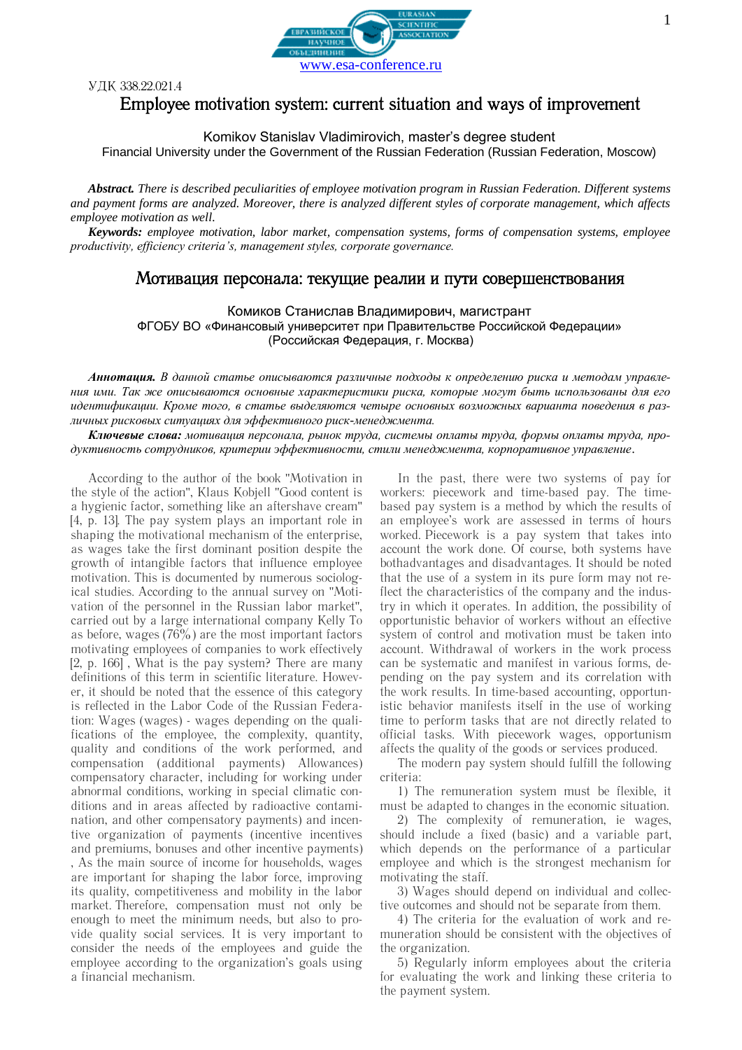www.esa-conference.ru

УДК 338.22.021.4

# Employee motivation system: current situation and ways of improvement

Komikov Stanislav Vladimirovich, master's degree student
Financial University under the Government of the Russian Federation (Russian Federation, Moscow)

***Abstract.*** *There is described peculiarities of employee motivation program in Russian Federation. Different systems and payment forms are analyzed. Moreover, there is analyzed different styles of corporate management, which affects employee motivation as well.*

***Keywords:*** *employee motivation, labor market, compensation systems, forms of compensation systems, employee productivity, efficiency criteria's, management styles, corporate governance.*

# Мотивация персонала: текущие реалии и пути совершенствования

Комиков Станислав Владимирович, магистрант
ФГОБУ ВО «Финансовый университет при Правительстве Российской Федерации»
(Российская Федерация, г. Москва)

***Аннотация.*** *В данной статье описываются различные подходы к определению риска и методам управления ими. Так же описываются основные характеристики риска, которые могут быть использованы для его идентификации. Кроме того, в статье выделяются четыре основных возможных варианта поведения в различных рисковых ситуациях для эффективного риск-менеджмента.*

***Ключевые слова:*** *мотивация персонала, рынок труда, системы оплаты труда, формы оплаты труда, продуктивность сотрудников, критерии эффективности, стили менеджмента, корпоративное управление.*

According to the author of the book "Motivation in the style of the action", Klaus Kobjell "Good content is a hygienic factor, something like an aftershave cream" [4, p. 13]. The pay system plays an important role in shaping the motivational mechanism of the enterprise, as wages take the first dominant position despite the growth of intangible factors that influence employee motivation. This is documented by numerous sociological studies. According to the annual survey on "Motivation of the personnel in the Russian labor market", carried out by a large international company Kelly To as before, wages (76%) are the most important factors motivating employees of companies to work effectively [2, p. 166] , What is the pay system? There are many definitions of this term in scientific literature. However, it should be noted that the essence of this category is reflected in the Labor Code of the Russian Federation: Wages (wages) - wages depending on the qualifications of the employee, the complexity, quantity, quality and conditions of the work performed, and compensation (additional payments) Allowances) compensatory character, including for working under abnormal conditions, working in special climatic conditions and in areas affected by radioactive contamination, and other compensatory payments) and incentive organization of payments (incentive incentives and premiums, bonuses and other incentive payments) , As the main source of income for households, wages are important for shaping the labor force, improving its quality, competitiveness and mobility in the labor market. Therefore, compensation must not only be enough to meet the minimum needs, but also to provide quality social services. It is very important to consider the needs of the employees and guide the employee according to the organization's goals using a financial mechanism.

In the past, there were two systems of pay for workers: piecework and time-based pay. The time-based pay system is a method by which the results of an employee's work are assessed in terms of hours worked. Piecework is a pay system that takes into account the work done. Of course, both systems have bothadvantages and disadvantages. It should be noted that the use of a system in its pure form may not reflect the characteristics of the company and the industry in which it operates. In addition, the possibility of opportunistic behavior of workers without an effective system of control and motivation must be taken into account. Withdrawal of workers in the work process can be systematic and manifest in various forms, depending on the pay system and its correlation with the work results. In time-based accounting, opportunistic behavior manifests itself in the use of working time to perform tasks that are not directly related to official tasks. With piecework wages, opportunism affects the quality of the goods or services produced.

The modern pay system should fulfill the following criteria:

1) The remuneration system must be flexible, it must be adapted to changes in the economic situation.

2) The complexity of remuneration, ie wages, should include a fixed (basic) and a variable part, which depends on the performance of a particular employee and which is the strongest mechanism for motivating the staff.

3) Wages should depend on individual and collective outcomes and should not be separate from them.

4) The criteria for the evaluation of work and remuneration should be consistent with the objectives of the organization.

5) Regularly inform employees about the criteria for evaluating the work and linking these criteria to the payment system.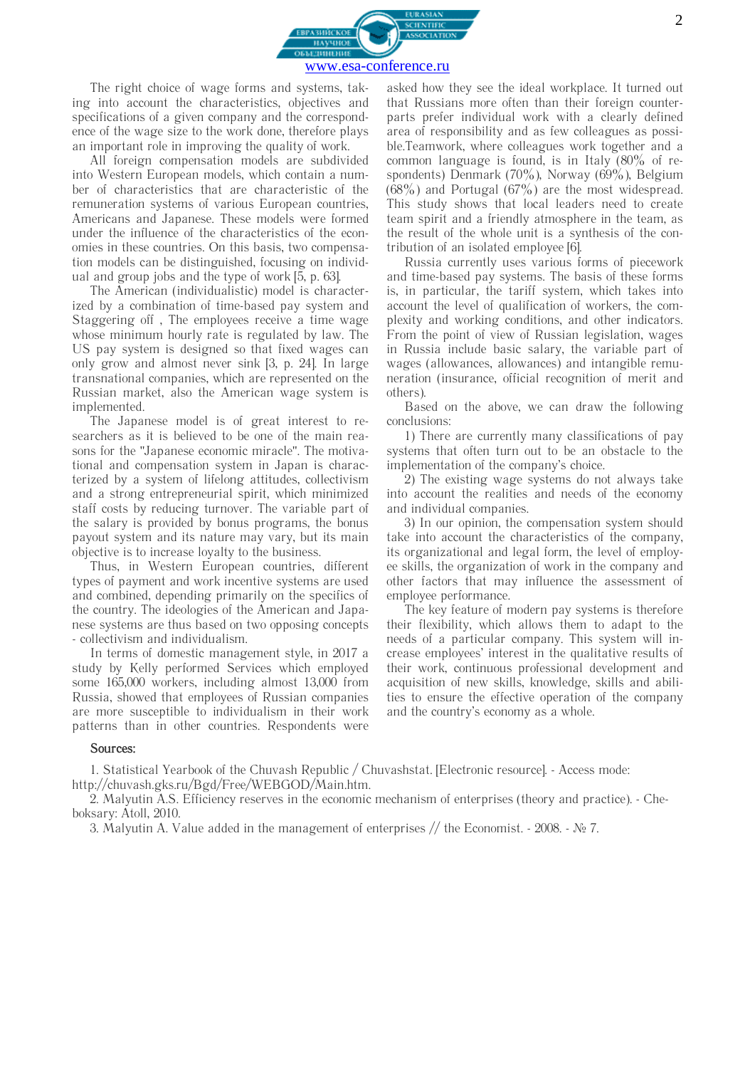The right choice of wage forms and systems, taking into account the characteristics, objectives and specifications of a given company and the correspondence of the wage size to the work done, therefore plays an important role in improving the quality of work.

All foreign compensation models are subdivided into Western European models, which contain a number of characteristics that are characteristic of the remuneration systems of various European countries, Americans and Japanese. These models were formed under the influence of the characteristics of the economies in these countries. On this basis, two compensation models can be distinguished, focusing on individual and group jobs and the type of work [5, p. 63].

The American (individualistic) model is characterized by a combination of time-based pay system and Staggering off , The employees receive a time wage whose minimum hourly rate is regulated by law. The US pay system is designed so that fixed wages can only grow and almost never sink [3, p. 24]. In large transnational companies, which are represented on the Russian market, also the American wage system is implemented.

The Japanese model is of great interest to researchers as it is believed to be one of the main reasons for the "Japanese economic miracle". The motivational and compensation system in Japan is characterized by a system of lifelong attitudes, collectivism and a strong entrepreneurial spirit, which minimized staff costs by reducing turnover. The variable part of the salary is provided by bonus programs, the bonus payout system and its nature may vary, but its main objective is to increase loyalty to the business.

Thus, in Western European countries, different types of payment and work incentive systems are used and combined, depending primarily on the specifics of the country. The ideologies of the American and Japanese systems are thus based on two opposing concepts - collectivism and individualism.

In terms of domestic management style, in 2017 a study by Kelly performed Services which employed some 165,000 workers, including almost 13,000 from Russia, showed that employees of Russian companies are more susceptible to individualism in their work patterns than in other countries. Respondents were asked how they see the ideal workplace. It turned out that Russians more often than their foreign counterparts prefer individual work with a clearly defined area of responsibility and as few colleagues as possible.Teamwork, where colleagues work together and a common language is found, is in Italy (80% of respondents) Denmark (70%), Norway (69%), Belgium (68%) and Portugal (67%) are the most widespread. This study shows that local leaders need to create team spirit and a friendly atmosphere in the team, as the result of the whole unit is a synthesis of the contribution of an isolated employee [6].

Russia currently uses various forms of piecework and time-based pay systems. The basis of these forms is, in particular, the tariff system, which takes into account the level of qualification of workers, the complexity and working conditions, and other indicators. From the point of view of Russian legislation, wages in Russia include basic salary, the variable part of wages (allowances, allowances) and intangible remuneration (insurance, official recognition of merit and others).

Based on the above, we can draw the following conclusions:

1) There are currently many classifications of pay systems that often turn out to be an obstacle to the implementation of the company's choice.

2) The existing wage systems do not always take into account the realities and needs of the economy and individual companies.

3) In our opinion, the compensation system should take into account the characteristics of the company, its organizational and legal form, the level of employee skills, the organization of work in the company and other factors that may influence the assessment of employee performance.

The key feature of modern pay systems is therefore their flexibility, which allows them to adapt to the needs of a particular company. This system will increase employees' interest in the qualitative results of their work, continuous professional development and acquisition of new skills, knowledge, skills and abilities to ensure the effective operation of the company and the country's economy as a whole.

**Sources:**

1. Statistical Yearbook of the Chuvash Republic / Chuvashstat. [Electronic resource]. - Access mode: http://chuvash.gks.ru/Bgd/Free/WEBGOD/Main.htm.
2. Malyutin A.S. Efficiency reserves in the economic mechanism of enterprises (theory and practice). - Cheboksary: Atoll, 2010.
3. Malyutin A. Value added in the management of enterprises // the Economist. - 2008. - № 7.